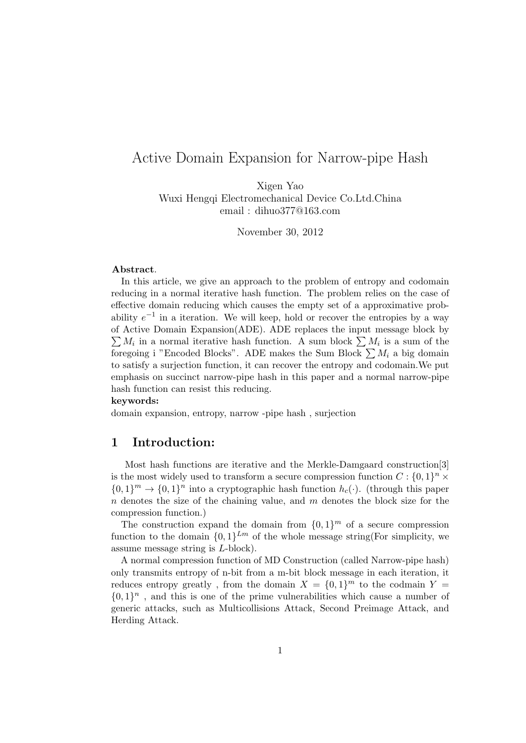# Active Domain Expansion for Narrow-pipe Hash

Xigen Yao
Wuxi Hengqi Electromechanical Device Co.Ltd.China
email : dihuo377@163.com

November 30, 2012

**Abstract**.

In this article, we give an approach to the problem of entropy and codomain reducing in a normal iterative hash function. The problem relies on the case of effective domain reducing which causes the empty set of a approximative probability $e^{-1}$ in a iteration. We will keep, hold or recover the entropies by a way of Active Domain Expansion(ADE). ADE replaces the input message block by $\sum M_i$ in a normal iterative hash function. A sum block $\sum M_i$ is a sum of the foregoing i "Encoded Blocks". ADE makes the Sum Block $\sum M_i$ a big domain to satisfy a surjection function, it can recover the entropy and codomain.We put emphasis on succinct narrow-pipe hash in this paper and a normal narrow-pipe hash function can resist this reducing.

**keywords:**

domain expansion, entropy, narrow -pipe hash , surjection

## 1 Introduction:

Most hash functions are iterative and the Merkle-Damgaard construction[3] is the most widely used to transform a secure compression function $C : \{0,1\}^n \times \{0,1\}^m \rightarrow \{0,1\}^n$ into a cryptographic hash function $h_c(\cdot)$. (through this paper $n$ denotes the size of the chaining value, and $m$ denotes the block size for the compression function.)

The construction expand the domain from $\{0,1\}^m$ of a secure compression function to the domain $\{0,1\}^{Lm}$ of the whole message string(For simplicity, we assume message string is $L$-block).

A normal compression function of MD Construction (called Narrow-pipe hash) only transmits entropy of n-bit from a m-bit block message in each iteration, it reduces entropy greatly , from the domain $X = \{0,1\}^m$ to the codmain $Y = \{0,1\}^n$ , and this is one of the prime vulnerabilities which cause a number of generic attacks, such as Multicollisions Attack, Second Preimage Attack, and Herding Attack.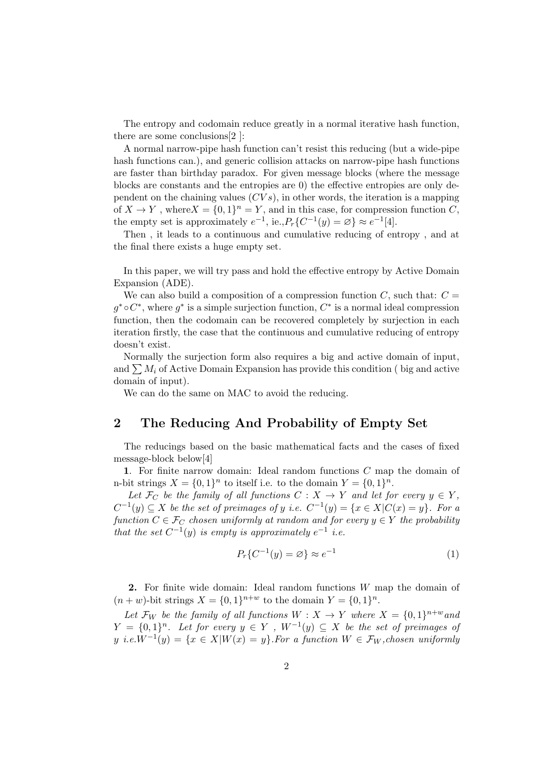The entropy and codomain reduce greatly in a normal iterative hash function, there are some conclusions[2 ]:

A normal narrow-pipe hash function can't resist this reducing (but a wide-pipe hash functions can.), and generic collision attacks on narrow-pipe hash functions are faster than birthday paradox. For given message blocks (where the message blocks are constants and the entropies are 0) the effective entropies are only dependent on the chaining values ($CVs$), in other words, the iteration is a mapping of $X \to Y$ , where$X = \{0,1\}^n = Y$, and in this case, for compression function $C$, the empty set is approximately $e^{-1}$, ie.,$P_r\{C^{-1}(y) = \varnothing\} \approx e^{-1}$[4].

Then , it leads to a continuous and cumulative reducing of entropy , and at the final there exists a huge empty set.

In this paper, we will try pass and hold the effective entropy by Active Domain Expansion (ADE).

We can also build a composition of a compression function $C$, such that: $C = g^* \circ C^*$, where $g^*$ is a simple surjection function, $C^*$ is a normal ideal compression function, then the codomain can be recovered completely by surjection in each iteration firstly, the case that the continuous and cumulative reducing of entropy doesn't exist.

Normally the surjection form also requires a big and active domain of input, and $\sum M_i$ of Active Domain Expansion has provide this condition ( big and active domain of input).

We can do the same on MAC to avoid the reducing.

## 2 The Reducing And Probability of Empty Set

The reducings based on the basic mathematical facts and the cases of fixed message-block below[4]

**1**. For finite narrow domain: Ideal random functions $C$ map the domain of n-bit strings $X = \{0,1\}^n$ to itself i.e. to the domain $Y = \{0,1\}^n$.

*Let $\mathcal{F}_C$ be the family of all functions $C : X \to Y$ and let for every $y \in Y$, $C^{-1}(y) \subseteq X$ be the set of preimages of $y$ i.e. $C^{-1}(y) = \{x \in X | C(x) = y\}$. For a function $C \in \mathcal{F}_C$ chosen uniformly at random and for every $y \in Y$ the probability that the set $C^{-1}(y)$ is empty is approximately $e^{-1}$ i.e.*

$$P_r\{C^{-1}(y) = \varnothing\} \approx e^{-1} \tag{1}$$

**2.** For finite wide domain: Ideal random functions $W$ map the domain of $(n+w)$-bit strings $X = \{0,1\}^{n+w}$ to the domain $Y = \{0,1\}^n$.

*Let $\mathcal{F}_W$ be the family of all functions $W : X \to Y$ where $X = \{0,1\}^{n+w}$ and $Y = \{0,1\}^n$. Let for every $y \in Y$ , $W^{-1}(y) \subseteq X$ be the set of preimages of $y$ i.e.$W^{-1}(y) = \{x \in X | W(x) = y\}$.For a function $W \in \mathcal{F}_W$,chosen uniformly*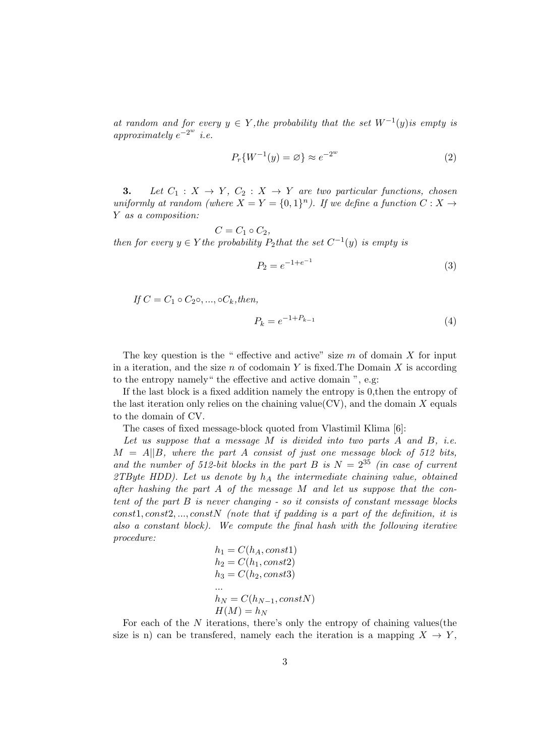*at random and for every $y \in Y$,the probability that the set $W^{-1}(y)$is empty is approximately $e^{-2^w}$ i.e.*

$$P_r\{W^{-1}(y) = \varnothing\} \approx e^{-2^w} \tag{2}$$

**3.** *Let $C_1 : X \to Y$, $C_2 : X \to Y$ are two particular functions, chosen uniformly at random (where $X = Y = \{0,1\}^n$). If we define a function $C : X \to Y$ as a composition:*

$$C = C_1 \circ C_2,$$

*then for every $y \in Y$ the probability $P_2$ that the set $C^{-1}(y)$ is empty is*

$$P_2 = e^{-1+e^{-1}} \tag{3}$$

*If $C = C_1 \circ C_2 \circ, ..., \circ C_k$, then,*

$$P_k = e^{-1+P_{k-1}} \tag{4}$$

The key question is the " effective and active" size $m$ of domain $X$ for input in a iteration, and the size $n$ of codomain $Y$ is fixed.The Domain $X$ is according to the entropy namely" the effective and active domain ", e.g:

If the last block is a fixed addition namely the entropy is 0,then the entropy of the last iteration only relies on the chaining value(CV), and the domain $X$ equals to the domain of CV.

The cases of fixed message-block quoted from Vlastimil Klima [6]:

*Let us suppose that a message $M$ is divided into two parts $A$ and $B$, i.e. $M = A||B$, where the part $A$ consist of just one message block of 512 bits, and the number of 512-bit blocks in the part $B$ is $N = 2^{35}$ (in case of current 2TByte HDD). Let us denote by $h_A$ the intermediate chaining value, obtained after hashing the part $A$ of the message $M$ and let us suppose that the content of the part $B$ is never changing - so it consists of constant message blocks $const1, const2, ..., constN$ (note that if padding is a part of the definition, it is also a constant block). We compute the final hash with the following iterative procedure:*

$$\begin{aligned}
&h_1 = C(h_A, const1)\\
&h_2 = C(h_1, const2)\\
&h_3 = C(h_2, const3)\\
&...\\
&h_N = C(h_{N-1}, constN)\\
&H(M) = h_N
\end{aligned}$$

For each of the $N$ iterations, there's only the entropy of chaining values(the size is n) can be transfered, namely each the iteration is a mapping $X \to Y$,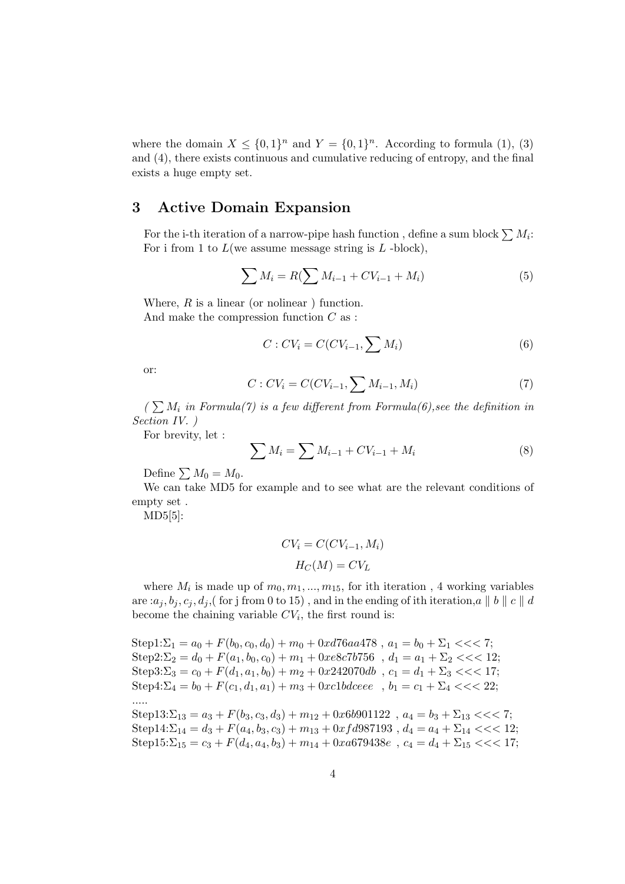where the domain $X \leq \{0,1\}^n$ and $Y = \{0,1\}^n$. According to formula (1), (3) and (4), there exists continuous and cumulative reducing of entropy, and the final exists a huge empty set.

## 3 Active Domain Expansion

For the i-th iteration of a narrow-pipe hash function , define a sum block $\sum M_i$: For i from 1 to $L$(we assume message string is $L$ -block),

$$\sum M_i = R(\sum M_{i-1} + CV_{i-1} + M_i) \tag{5}$$

Where, $R$ is a linear (or nolinear ) function.
And make the compression function $C$ as :

$$C : CV_i = C(CV_{i-1}, \sum M_i) \tag{6}$$

or:

$$C : CV_i = C(CV_{i-1}, \sum M_{i-1}, M_i) \tag{7}$$

*( $\sum M_i$ in Formula(7) is a few different from Formula(6),see the definition in Section IV. )*

For brevity, let :

$$\sum M_i = \sum M_{i-1} + CV_{i-1} + M_i \tag{8}$$

Define $\sum M_0 = M_0$.

We can take MD5 for example and to see what are the relevant conditions of empty set .

MD5[5]:

$$CV_i = C(CV_{i-1}, M_i)$$

$$H_C(M) = CV_L$$

where $M_i$ is made up of $m_0, m_1, ..., m_{15}$, for ith iteration , 4 working variables are :$a_j, b_j, c_j, d_j$,( for j from 0 to 15) , and in the ending of ith iteration,$a \parallel b \parallel c \parallel d$ become the chaining variable $CV_i$, the first round is:

Step1:$\Sigma_1 = a_0 + F(b_0, c_0, d_0) + m_0 + 0xd76aa478$ , $a_1 = b_0 + \Sigma_1 <<< 7$;
Step2:$\Sigma_2 = d_0 + F(a_1, b_0, c_0) + m_1 + 0xe8c7b756$ , $d_1 = a_1 + \Sigma_2 <<< 12$;
Step3:$\Sigma_3 = c_0 + F(d_1, a_1, b_0) + m_2 + 0x242070db$ , $c_1 = d_1 + \Sigma_3 <<< 17$;
Step4:$\Sigma_4 = b_0 + F(c_1, d_1, a_1) + m_3 + 0xc1bdceee$ , $b_1 = c_1 + \Sigma_4 <<< 22$;
.....
Step13:$\Sigma_{13} = a_3 + F(b_3, c_3, d_3) + m_{12} + 0x6b901122$ , $a_4 = b_3 + \Sigma_{13} <<< 7$;
Step14:$\Sigma_{14} = d_3 + F(a_4, b_3, c_3) + m_{13} + 0xfd987193$ , $d_4 = a_4 + \Sigma_{14} <<< 12$;
Step15:$\Sigma_{15} = c_3 + F(d_4, a_4, b_3) + m_{14} + 0xa679438e$ , $c_4 = d_4 + \Sigma_{15} <<< 17$;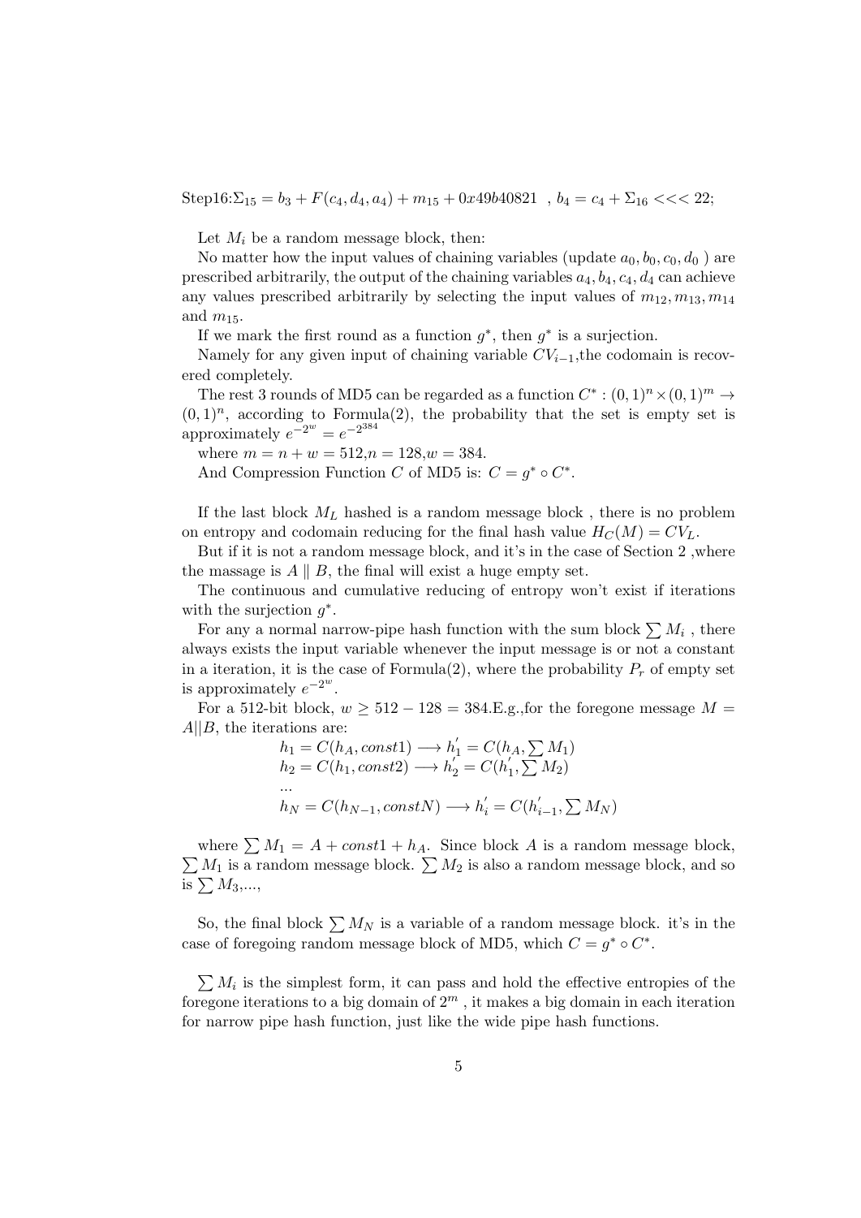Step16:$\Sigma_{15} = b_3 + F(c_4, d_4, a_4) + m_{15} + 0x49b40821$ , $b_4 = c_4 + \Sigma_{16} <<< 22$;

Let $M_i$ be a random message block, then:

No matter how the input values of chaining variables (update $a_0, b_0, c_0, d_0$ ) are prescribed arbitrarily, the output of the chaining variables $a_4, b_4, c_4, d_4$ can achieve any values prescribed arbitrarily by selecting the input values of $m_{12}, m_{13}, m_{14}$ and $m_{15}$.

If we mark the first round as a function $g^*$, then $g^*$ is a surjection.

Namely for any given input of chaining variable $CV_{i-1}$,the codomain is recovered completely.

The rest 3 rounds of MD5 can be regarded as a function $C^* : (0,1)^n \times (0,1)^m \rightarrow (0,1)^n$, according to Formula(2), the probability that the set is empty set is approximately $e^{-2^w} = e^{-2^{384}}$

where $m = n + w = 512$,$n = 128$,$w = 384$.

And Compression Function $C$ of MD5 is: $C = g^* \circ C^*$.

If the last block $M_L$ hashed is a random message block , there is no problem on entropy and codomain reducing for the final hash value $H_C(M) = CV_L$.

But if it is not a random message block, and it's in the case of Section 2 ,where the massage is $A \parallel B$, the final will exist a huge empty set.

The continuous and cumulative reducing of entropy won't exist if iterations with the surjection $g^*$.

For any a normal narrow-pipe hash function with the sum block $\sum M_i$ , there always exists the input variable whenever the input message is or not a constant in a iteration, it is the case of Formula(2), where the probability $P_r$ of empty set is approximately $e^{-2^w}$.

For a 512-bit block, $w \geq 512 - 128 = 384$.E.g.,for the foregone message $M = A||B$, the iterations are:

$$
\begin{aligned}
&h_1 = C(h_A, const1) \longrightarrow h_1^{'} = C(h_A, \textstyle\sum M_1) \\
&h_2 = C(h_1, const2) \longrightarrow h_2^{'} = C(h_1^{'}, \textstyle\sum M_2) \\
&... \\
&h_N = C(h_{N-1}, constN) \longrightarrow h_i^{'} = C(h_{i-1}^{'}, \textstyle\sum M_N)
\end{aligned}
$$

where $\sum M_1 = A + const1 + h_A$. Since block $A$ is a random message block, $\sum M_1$ is a random message block. $\sum M_2$ is also a random message block, and so is $\sum M_3$,...,

So, the final block $\sum M_N$ is a variable of a random message block. it's in the case of foregoing random message block of MD5, which $C = g^* \circ C^*$.

$\sum M_i$ is the simplest form, it can pass and hold the effective entropies of the foregone iterations to a big domain of $2^m$ , it makes a big domain in each iteration for narrow pipe hash function, just like the wide pipe hash functions.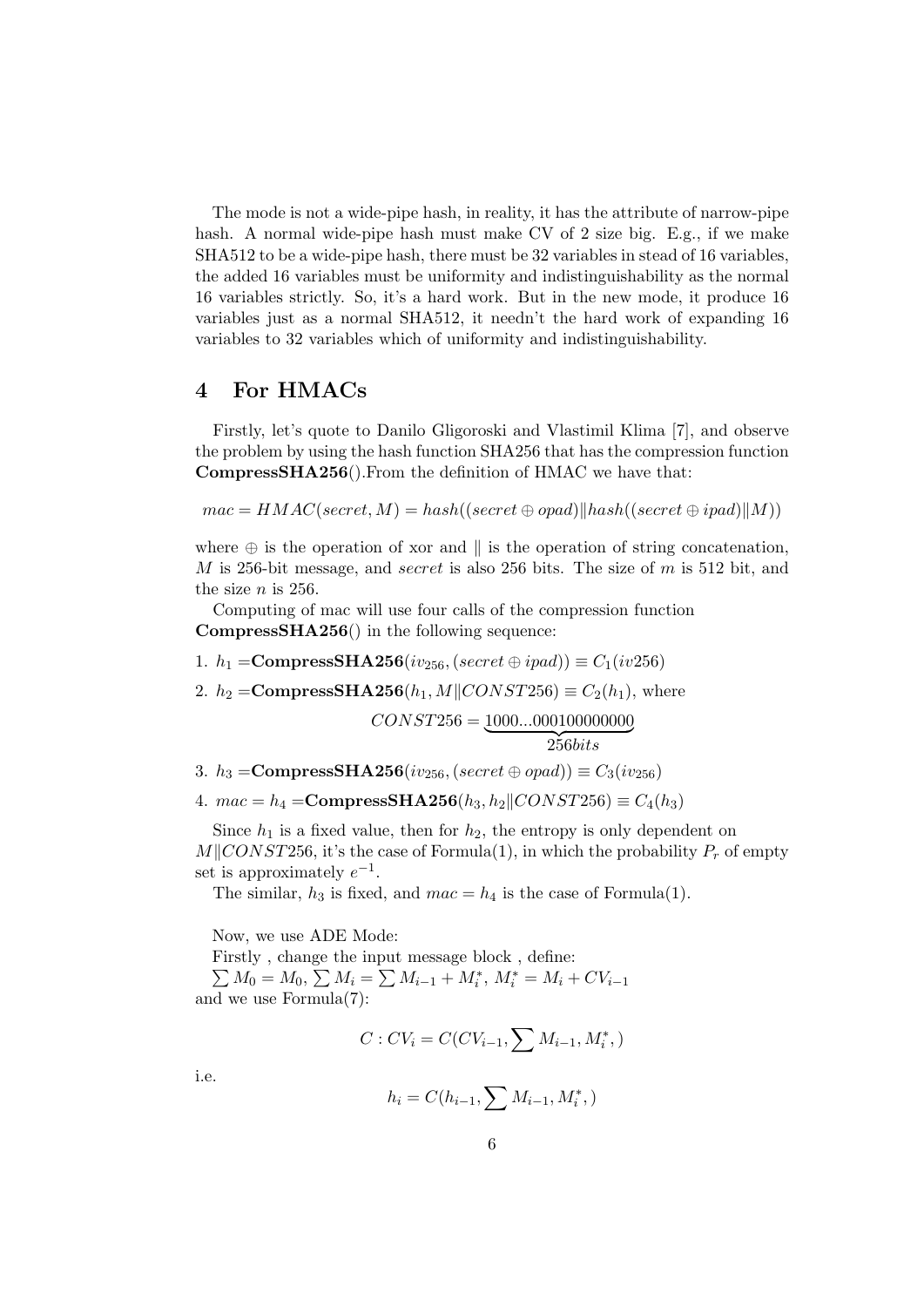The mode is not a wide-pipe hash, in reality, it has the attribute of narrow-pipe hash. A normal wide-pipe hash must make CV of 2 size big. E.g., if we make SHA512 to be a wide-pipe hash, there must be 32 variables in stead of 16 variables, the added 16 variables must be uniformity and indistinguishability as the normal 16 variables strictly. So, it's a hard work. But in the new mode, it produce 16 variables just as a normal SHA512, it needn't the hard work of expanding 16 variables to 32 variables which of uniformity and indistinguishability.

## 4 For HMACs

Firstly, let's quote to Danilo Gligoroski and Vlastimil Klima [7], and observe the problem by using the hash function SHA256 that has the compression function **CompressSHA256**().From the definition of HMAC we have that:

$$mac = HMAC(secret, M) = hash((secret \oplus opad) \| hash((secret \oplus ipad) \| M))$$

where $\oplus$ is the operation of xor and $\|$ is the operation of string concatenation, $M$ is 256-bit message, and *secret* is also 256 bits. The size of $m$ is 512 bit, and the size $n$ is 256.

Computing of mac will use four calls of the compression function **CompressSHA256**() in the following sequence:

1. $h_1 =$ **CompressSHA256**$(iv_{256}, (secret \oplus ipad)) \equiv C_1(iv256)$
2. $h_2 =$ **CompressSHA256**$(h_1, M \| CONST256) \equiv C_2(h_1)$, where

$$CONST256 = \underbrace{1000...000100000000}_{256bits}$$

3. $h_3 =$ **CompressSHA256**$(iv_{256}, (secret \oplus opad)) \equiv C_3(iv_{256})$
4. $mac = h_4 =$ **CompressSHA256**$(h_3, h_2 \| CONST256) \equiv C_4(h_3)$

Since $h_1$ is a fixed value, then for $h_2$, the entropy is only dependent on $M \| CONST256$, it's the case of Formula(1), in which the probability $P_r$ of empty set is approximately $e^{-1}$.

The similar, $h_3$ is fixed, and $mac = h_4$ is the case of Formula(1).

Now, we use ADE Mode:

Firstly , change the input message block , define:
$\sum M_0 = M_0$, $\sum M_i = \sum M_{i-1} + M_i^*$, $M_i^* = M_i + CV_{i-1}$
and we use Formula(7):

$$C : CV_i = C(CV_{i-1}, \sum M_{i-1}, M_i^*, )$$

i.e.

$$h_i = C(h_{i-1}, \sum M_{i-1}, M_i^*, )$$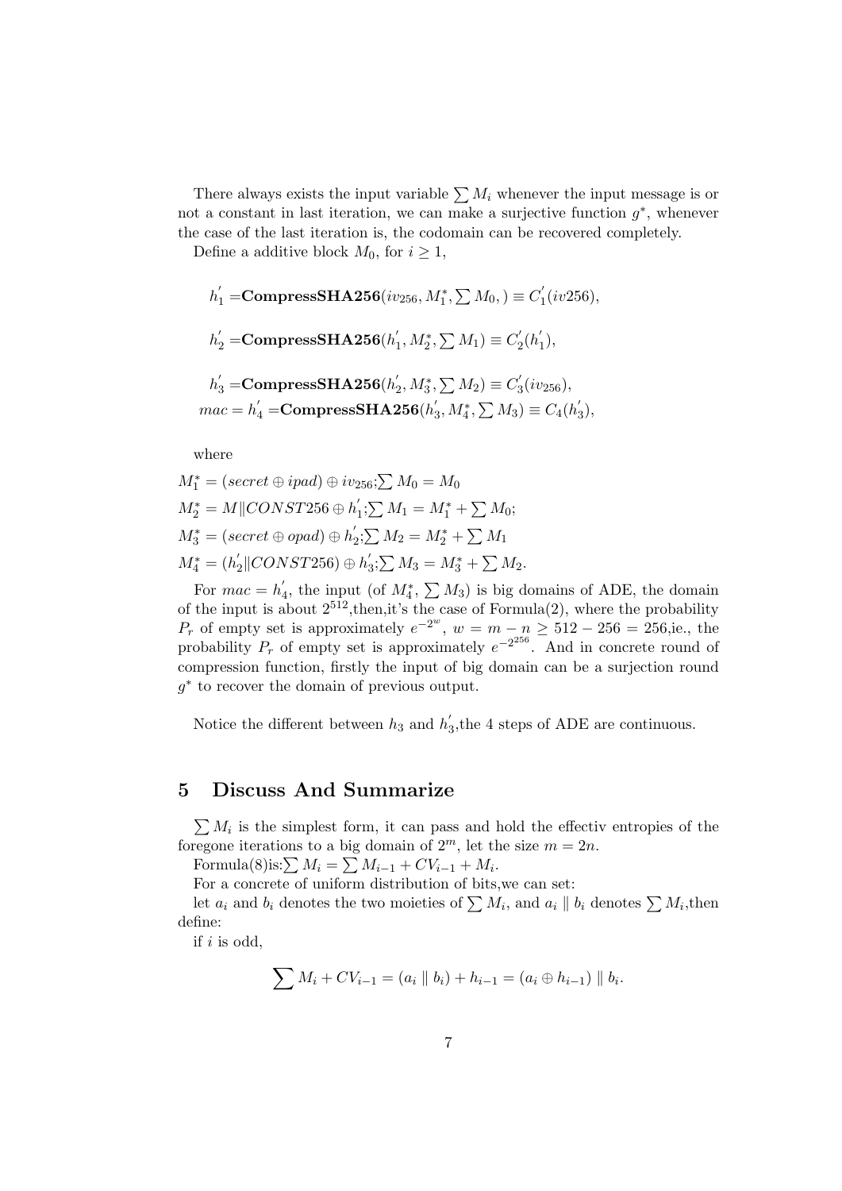There always exists the input variable $\sum M_i$ whenever the input message is or not a constant in last iteration, we can make a surjective function $g^*$, whenever the case of the last iteration is, the codomain can be recovered completely.

Define a additive block $M_0$, for $i \geq 1$,

$$h_1^{'} = \textbf{CompressSHA256}(iv_{256}, M_1^*, \sum M_0, ) \equiv C_1^{'}(iv256),$$

$$h_2^{'} = \textbf{CompressSHA256}(h_1^{'}, M_2^*, \sum M_1) \equiv C_2^{'}(h_1^{'}),$$

$$h_3^{'} = \textbf{CompressSHA256}(h_2^{'}, M_3^*, \sum M_2) \equiv C_3^{'}(iv_{256}),$$

$$mac = h_4^{'} = \textbf{CompressSHA256}(h_3^{'}, M_4^*, \sum M_3) \equiv C_4(h_3^{'}),$$

where

$M_1^* = (secret \oplus ipad) \oplus iv_{256}; \sum M_0 = M_0$

$M_2^* = M \| CONST256 \oplus h_1^{'}; \sum M_1 = M_1^* + \sum M_0;$

$M_3^* = (secret \oplus opad) \oplus h_2^{'}; \sum M_2 = M_2^* + \sum M_1$

$M_4^* = (h_2^{'} \| CONST256) \oplus h_3^{'}; \sum M_3 = M_3^* + \sum M_2.$

For $mac = h_4^{'}$, the input (of $M_4^*$, $\sum M_3$) is big domains of ADE, the domain of the input is about $2^{512}$,then,it's the case of Formula(2), where the probability $P_r$ of empty set is approximately $e^{-2^w}$, $w = m - n \geq 512 - 256 = 256$,ie., the probability $P_r$ of empty set is approximately $e^{-2^{256}}$. And in concrete round of compression function, firstly the input of big domain can be a surjection round $g^*$ to recover the domain of previous output.

Notice the different between $h_3$ and $h_3^{'}$,the 4 steps of ADE are continuous.

## 5 Discuss And Summarize

$\sum M_i$ is the simplest form, it can pass and hold the effectiv entropies of the foregone iterations to a big domain of $2^m$, let the size $m = 2n$.

Formula(8)is:$\sum M_i = \sum M_{i-1} + CV_{i-1} + M_i$.

For a concrete of uniform distribution of bits,we can set:

let $a_i$ and $b_i$ denotes the two moieties of $\sum M_i$, and $a_i \parallel b_i$ denotes $\sum M_i$,then define:

if $i$ is odd,

$$\sum M_i + CV_{i-1} = (a_i \parallel b_i) + h_{i-1} = (a_i \oplus h_{i-1}) \parallel b_i.$$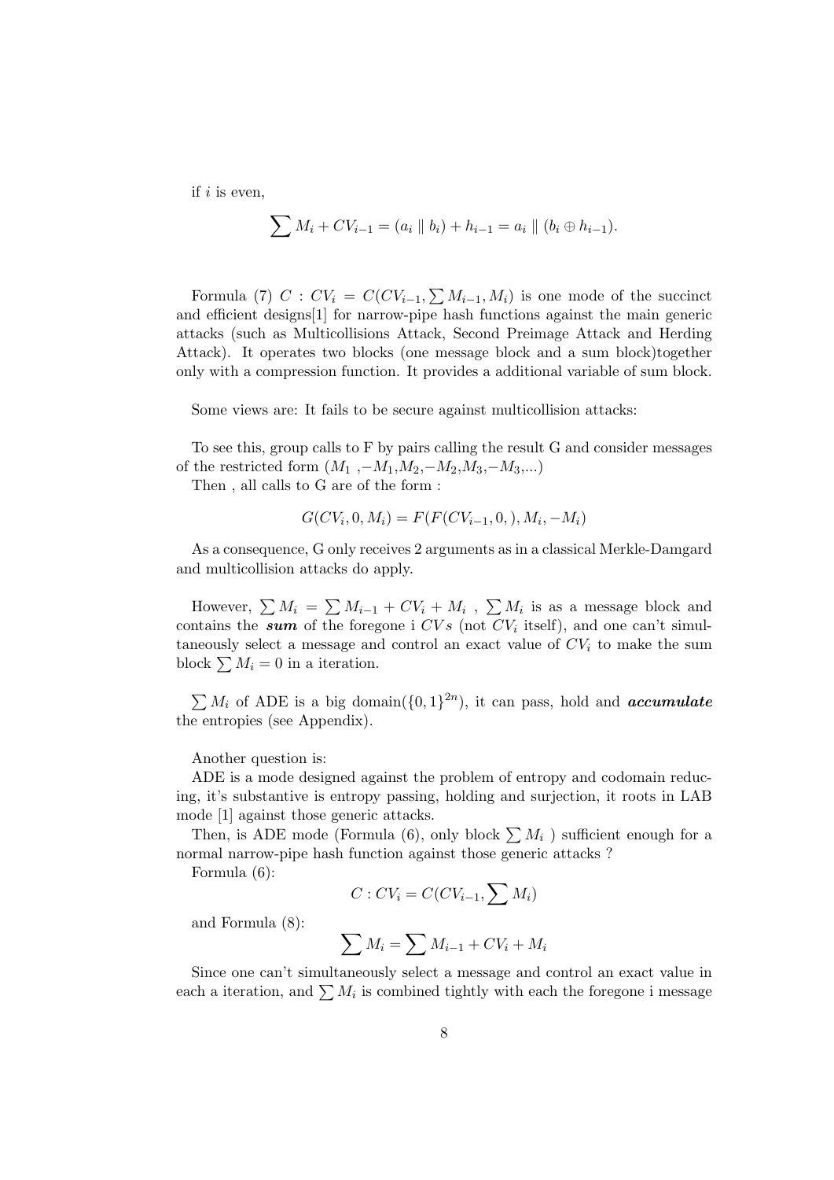if $i$ is even,

$$\sum M_i + CV_{i-1} = (a_i \parallel b_i) + h_{i-1} = a_i \parallel (b_i \oplus h_{i-1}).$$

Formula (7) $C : CV_i = C(CV_{i-1}, \sum M_{i-1}, M_i)$ is one mode of the succinct and efficient designs[1] for narrow-pipe hash functions against the main generic attacks (such as Multicollisions Attack, Second Preimage Attack and Herding Attack). It operates two blocks (one message block and a sum block)together only with a compression function. It provides a additional variable of sum block.

Some views are: It fails to be secure against multicollision attacks:

To see this, group calls to F by pairs calling the result G and consider messages of the restricted form ($M_1$ ,$-M_1$,$M_2$,$-M_2$,$M_3$,$-M_3$,...)

Then , all calls to G are of the form :

$$G(CV_i, 0, M_i) = F(F(CV_{i-1}, 0, ), M_i, -M_i)$$

As a consequence, G only receives 2 arguments as in a classical Merkle-Damgard and multicollision attacks do apply.

However, $\sum M_i = \sum M_{i-1} + CV_i + M_i$ , $\sum M_i$ is as a message block and contains the ***sum*** of the foregone i $CVs$ (not $CV_i$ itself), and one can't simultaneously select a message and control an exact value of $CV_i$ to make the sum block $\sum M_i = 0$ in a iteration.

$\sum M_i$ of ADE is a big domain($\{0,1\}^{2n}$), it can pass, hold and ***accumulate*** the entropies (see Appendix).

Another question is:

ADE is a mode designed against the problem of entropy and codomain reducing, it's substantive is entropy passing, holding and surjection, it roots in LAB mode [1] against those generic attacks.

Then, is ADE mode (Formula (6), only block $\sum M_i$ ) sufficient enough for a normal narrow-pipe hash function against those generic attacks ?

Formula (6):

$$C : CV_i = C(CV_{i-1}, \sum M_i)$$

and Formula (8):

$$\sum M_i = \sum M_{i-1} + CV_i + M_i$$

Since one can't simultaneously select a message and control an exact value in each a iteration, and $\sum M_i$ is combined tightly with each the foregone i message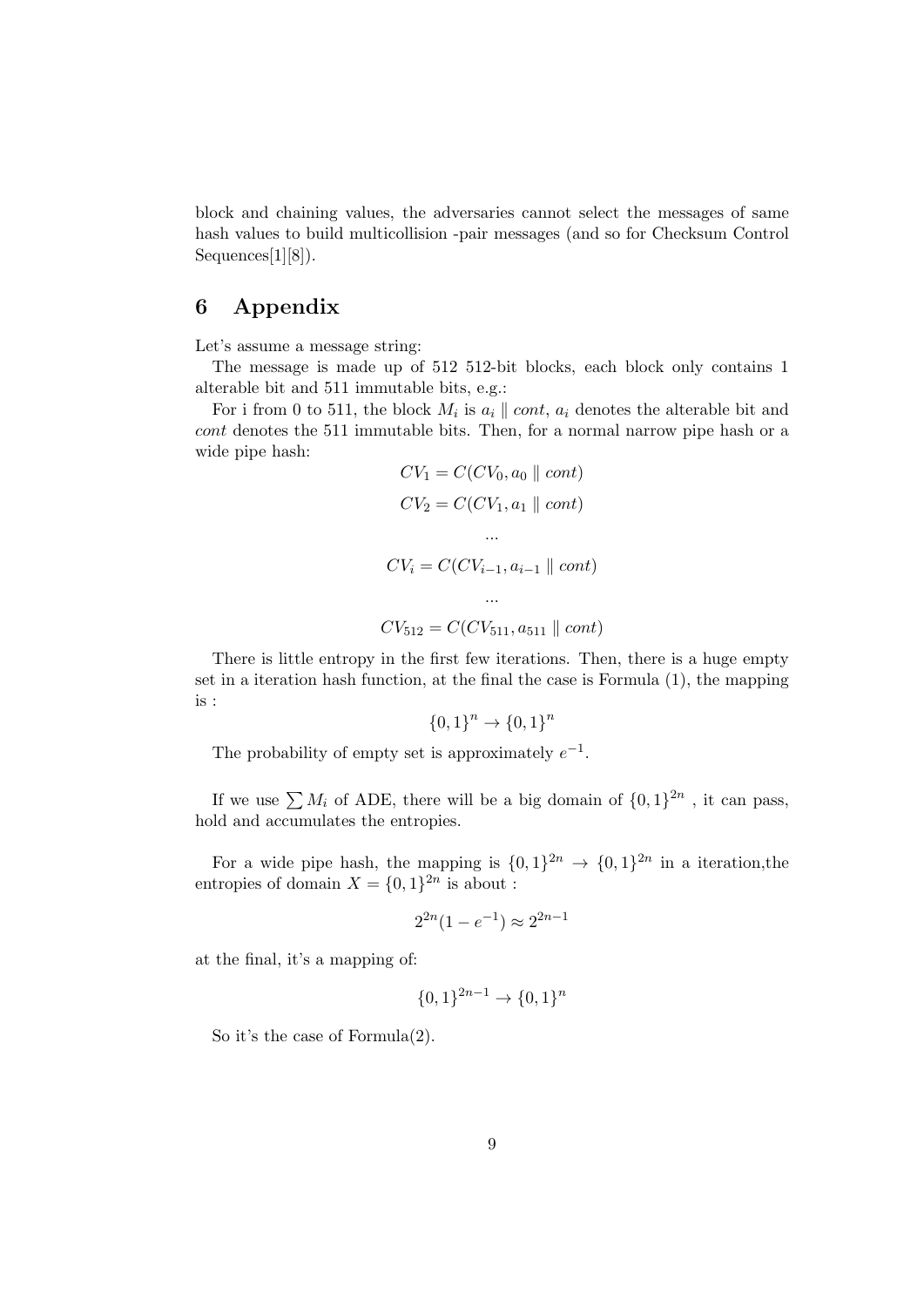block and chaining values, the adversaries cannot select the messages of same hash values to build multicollision -pair messages (and so for Checksum Control Sequences[1][8]).

## 6 Appendix

Let's assume a message string:

The message is made up of 512 512-bit blocks, each block only contains 1 alterable bit and 511 immutable bits, e.g.:

For i from 0 to 511, the block $M_i$ is $a_i \parallel cont$, $a_i$ denotes the alterable bit and *cont* denotes the 511 immutable bits. Then, for a normal narrow pipe hash or a wide pipe hash:

$$CV_1 = C(CV_0, a_0 \parallel cont)$$

$$CV_2 = C(CV_1, a_1 \parallel cont)$$

$$...$$

$$CV_i = C(CV_{i-1}, a_{i-1} \parallel cont)$$

$$...$$

$$CV_{512} = C(CV_{511}, a_{511} \parallel cont)$$

There is little entropy in the first few iterations. Then, there is a huge empty set in a iteration hash function, at the final the case is Formula (1), the mapping is :

$$\{0,1\}^n \rightarrow \{0,1\}^n$$

The probability of empty set is approximately $e^{-1}$.

If we use $\sum M_i$ of ADE, there will be a big domain of $\{0,1\}^{2n}$ , it can pass, hold and accumulates the entropies.

For a wide pipe hash, the mapping is $\{0,1\}^{2n} \rightarrow \{0,1\}^{2n}$ in a iteration,the entropies of domain $X = \{0,1\}^{2n}$ is about :

$$2^{2n}(1 - e^{-1}) \approx 2^{2n-1}$$

at the final, it's a mapping of:

$$\{0,1\}^{2n-1} \rightarrow \{0,1\}^n$$

So it's the case of Formula(2).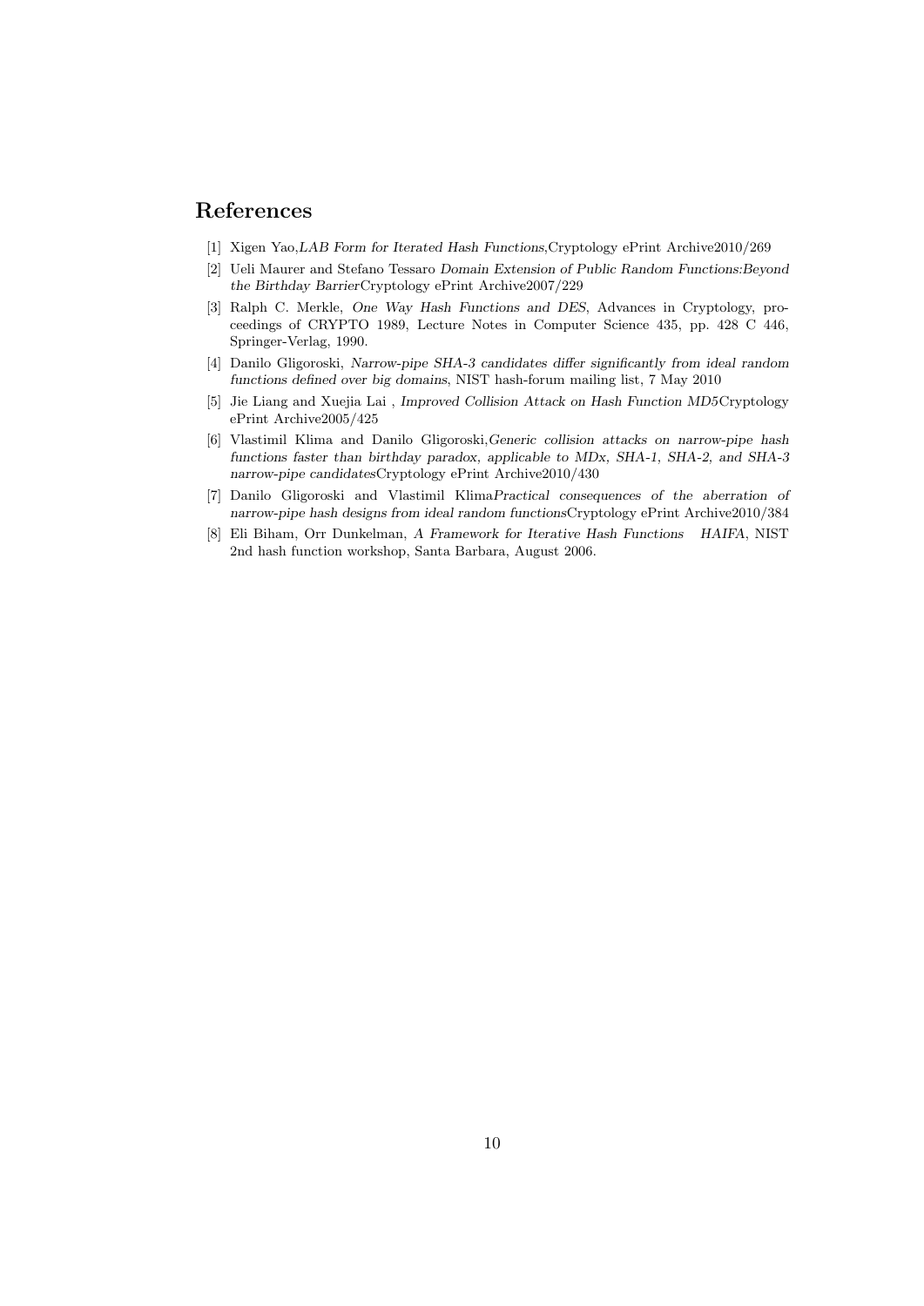## References

[1] Xigen Yao,*LAB Form for Iterated Hash Functions*,Cryptology ePrint Archive2010/269

[2] Ueli Maurer and Stefano Tessaro *Domain Extension of Public Random Functions:Beyond the Birthday Barrier*Cryptology ePrint Archive2007/229

[3] Ralph C. Merkle, *One Way Hash Functions and DES*, Advances in Cryptology, proceedings of CRYPTO 1989, Lecture Notes in Computer Science 435, pp. 428 C 446, Springer-Verlag, 1990.

[4] Danilo Gligoroski, *Narrow-pipe SHA-3 candidates differ significantly from ideal random functions defined over big domains*, NIST hash-forum mailing list, 7 May 2010

[5] Jie Liang and Xuejia Lai , *Improved Collision Attack on Hash Function MD5*Cryptology ePrint Archive2005/425

[6] Vlastimil Klima and Danilo Gligoroski,*Generic collision attacks on narrow-pipe hash functions faster than birthday paradox, applicable to MDx, SHA-1, SHA-2, and SHA-3 narrow-pipe candidates*Cryptology ePrint Archive2010/430

[7] Danilo Gligoroski and Vlastimil Klima*Practical consequences of the aberration of narrow-pipe hash designs from ideal random functions*Cryptology ePrint Archive2010/384

[8] Eli Biham, Orr Dunkelman, *A Framework for Iterative Hash Functions HAIFA*, NIST 2nd hash function workshop, Santa Barbara, August 2006.